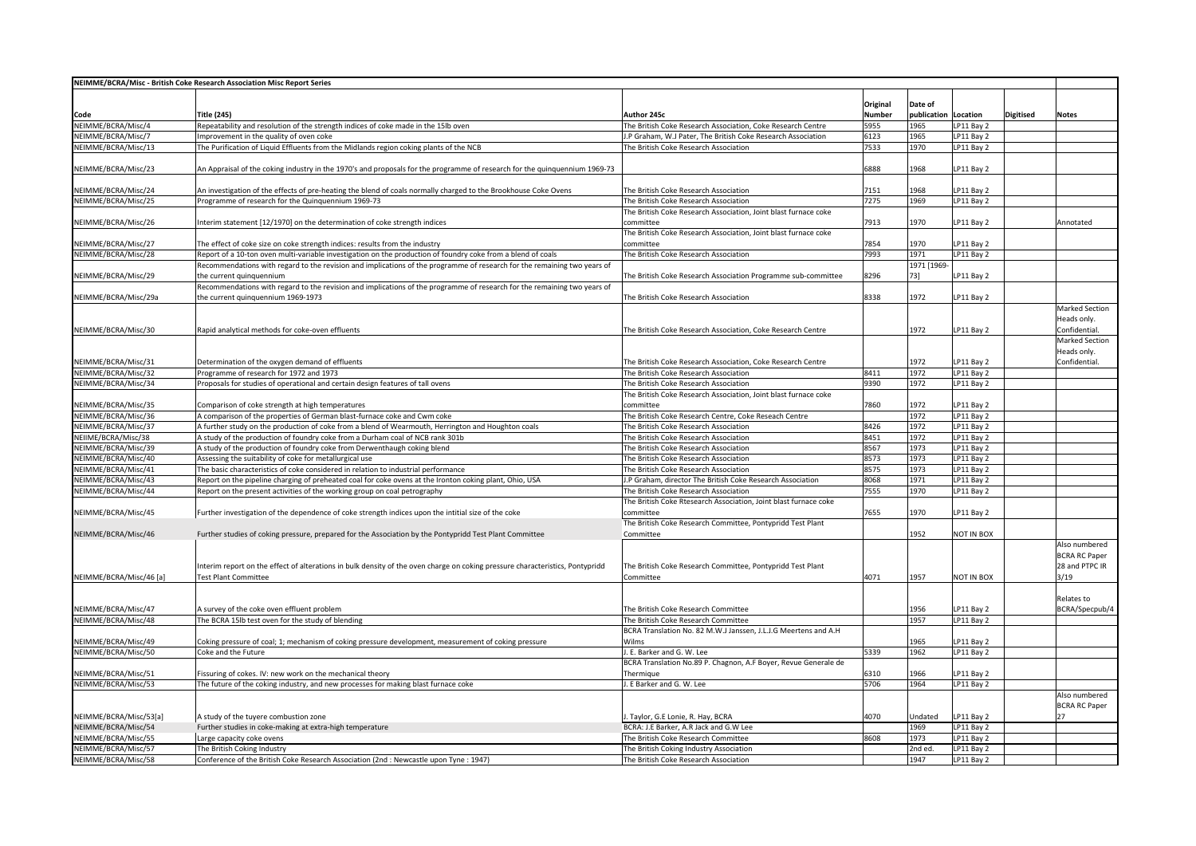## NEIMME/BCRA/Misc - British Coke Research Association Misc Report Series

| Code | Title (245) | Author 245c | Original Number | Date of publication | Location | Digitised | Notes |
|---|---|---|---|---|---|---|---|
| NEIMME/BCRA/Misc/4 | Repeatability and resolution of the strength indices of coke made in the 15lb oven | The British Coke Research Association, Coke Research Centre | 5955 | 1965 | LP11 Bay 2 | | |
| NEIMME/BCRA/Misc/7 | Improvement in the quality of oven coke | J.P Graham, W.J Pater, The British Coke Research Association | 6123 | 1965 | LP11 Bay 2 | | |
| NEIMME/BCRA/Misc/13 | The Purification of Liquid Effluents from the Midlands region coking plants of the NCB | The British Coke Research Association | 7533 | 1970 | LP11 Bay 2 | | |
| NEIMME/BCRA/Misc/23 | An Appraisal of the coking industry in the 1970's and proposals for the programme of research for the quinquennium 1969-73 | | 6888 | 1968 | LP11 Bay 2 | | |
| NEIMME/BCRA/Misc/24 | An investigation of the effects of pre-heating the blend of coals normally charged to the Brookhouse Coke Ovens | The British Coke Research Association | 7151 | 1968 | LP11 Bay 2 | | |
| NEIMME/BCRA/Misc/25 | Programme of research for the Quinquennium 1969-73 | The British Coke Research Association | 7275 | 1969 | LP11 Bay 2 | | |
| NEIMME/BCRA/Misc/26 | Interim statement [12/1970] on the determination of coke strength indices | The British Coke Research Association, Joint blast furnace coke committee | 7913 | 1970 | LP11 Bay 2 | | Annotated |
| NEIMME/BCRA/Misc/27 | The effect of coke size on coke strength indices: results from the industry | The British Coke Research Association, Joint blast furnace coke committee | 7854 | 1970 | LP11 Bay 2 | | |
| NEIMME/BCRA/Misc/28 | Report of a 10-ton oven multi-variable investigation on the production of foundry coke from a blend of coals | The British Coke Research Association | 7993 | 1971 | LP11 Bay 2 | | |
| NEIMME/BCRA/Misc/29 | Recommendations with regard to the revision and implications of the programme of research for the remaining two years of the current quinquennium | The British Coke Research Association Programme sub-committee | 8296 | 1971 [1969-73] | LP11 Bay 2 | | |
| NEIMME/BCRA/Misc/29a | Recommendations with regard to the revision and implications of the programme of research for the remaining two years of the current quinquennium 1969-1973 | The British Coke Research Association | 8338 | 1972 | LP11 Bay 2 | | |
| NEIMME/BCRA/Misc/30 | Rapid analytical methods for coke-oven effluents | The British Coke Research Association, Coke Research Centre | | 1972 | LP11 Bay 2 | | Marked Section Heads only. Confidential. |
| NEIMME/BCRA/Misc/31 | Determination of the oxygen demand of effluents | The British Coke Research Association, Coke Research Centre | | 1972 | LP11 Bay 2 | | Marked Section Heads only. Confidential. |
| NEIMME/BCRA/Misc/32 | Programme of research for 1972 and 1973 | The British Coke Research Association | 8411 | 1972 | LP11 Bay 2 | | |
| NEIMME/BCRA/Misc/34 | Proposals for studies of operational and certain design features of tall ovens | The British Coke Research Association | 9390 | 1972 | LP11 Bay 2 | | |
| NEIMME/BCRA/Misc/35 | Comparison of coke strength at high temperatures | The British Coke Research Association, Joint blast furnace coke committee | 7860 | 1972 | LP11 Bay 2 | | |
| NEIMME/BCRA/Misc/36 | A comparison of the properties of German blast-furnace coke and Cwm coke | The British Coke Research Centre, Coke Reseach Centre | | 1972 | LP11 Bay 2 | | |
| NEIMME/BCRA/Misc/37 | A further study on the production of coke from a blend of Wearmouth, Herrington and Houghton coals | The British Coke Research Association | 8426 | 1972 | LP11 Bay 2 | | |
| NEIIME/BCRA/Misc/38 | A study of the production of foundry coke from a Durham coal of NCB rank 301b | The British Coke Research Association | 8451 | 1972 | LP11 Bay 2 | | |
| NEIMME/BCRA/Misc/39 | A study of the production of foundry coke from Derwenthaugh coking blend | The British Coke Research Association | 8567 | 1973 | LP11 Bay 2 | | |
| NEIMME/BCRA/Misc/40 | Assessing the suitability of coke for metallurgical use | The British Coke Research Association | 8573 | 1973 | LP11 Bay 2 | | |
| NEIMME/BCRA/Misc/41 | The basic characteristics of coke considered in relation to industrial performance | The British Coke Research Association | 8575 | 1973 | LP11 Bay 2 | | |
| NEIMME/BCRA/Misc/43 | Report on the pipeline charging of preheated coal for coke ovens at the Ironton coking plant, Ohio, USA | J.P Graham, director The British Coke Research Association | 8068 | 1971 | LP11 Bay 2 | | |
| NEIMME/BCRA/Misc/44 | Report on the present activities of the working group on coal petrography | The British Coke Research Association | 7555 | 1970 | LP11 Bay 2 | | |
| NEIMME/BCRA/Misc/45 | Further investigation of the dependence of coke strength indices upon the intitial size of the coke | The British Coke Rtesearch Association, Joint blast furnace coke committee | 7655 | 1970 | LP11 Bay 2 | | |
| NEIMME/BCRA/Misc/46 | Further studies of coking pressure, prepared for the Association by the Pontypridd Test Plant Committee | The British Coke Research Committee, Pontypridd Test Plant Committee | | 1952 | NOT IN BOX | | |
| NEIMME/BCRA/Misc/46 [a] | Interim report on the effect of alterations in bulk density of the oven charge on coking pressure characteristics, Pontypridd Test Plant Committee | The British Coke Research Committee, Pontypridd Test Plant Committee | 4071 | 1957 | NOT IN BOX | | Also numbered BCRA RC Paper 28 and PTPC IR 3/19 |
| NEIMME/BCRA/Misc/47 | A survey of the coke oven effluent problem | The British Coke Research Committee | | 1956 | LP11 Bay 2 | | Relates to BCRA/Specpub/4 |
| NEIMME/BCRA/Misc/48 | The BCRA 15lb test oven for the study of blending | The British Coke Research Committee | | 1957 | LP11 Bay 2 | | |
| NEIMME/BCRA/Misc/49 | Coking pressure of coal; 1; mechanism of coking pressure development, measurement of coking pressure | BCRA Translation No. 82 M.W.J Janssen, J.L.J.G Meertens and A.H Wilms | | 1965 | LP11 Bay 2 | | |
| NEIMME/BCRA/Misc/50 | Coke and the Future | J. E. Barker and G. W. Lee | 5339 | 1962 | LP11 Bay 2 | | |
| NEIMME/BCRA/Misc/51 | Fissuring of cokes. IV: new work on the mechanical theory | BCRA Translation No.89 P. Chagnon, A.F Boyer, Revue Generale de Thermique | 6310 | 1966 | LP11 Bay 2 | | |
| NEIMME/BCRA/Misc/53 | The future of the coking industry, and new processes for making blast furnace coke | J. E Barker and G. W. Lee | 5706 | 1964 | LP11 Bay 2 | | |
| NEIMME/BCRA/Misc/53[a] | A study of the tuyere combustion zone | J. Taylor, G.E Lonie, R. Hay, BCRA | 4070 | Undated | LP11 Bay 2 | | Also numbered BCRA RC Paper 27 |
| NEIMME/BCRA/Misc/54 | Further studies in coke-making at extra-high temperature | BCRA: J.E Barker, A.R Jack and G.W Lee | | 1969 | LP11 Bay 2 | | |
| NEIMME/BCRA/Misc/55 | Large capacity coke ovens | The British Coke Research Committee | 8608 | 1973 | LP11 Bay 2 | | |
| NEIMME/BCRA/Misc/57 | The British Coking Industry | The British Coking Industry Association | | 2nd ed. | LP11 Bay 2 | | |
| NEIMME/BCRA/Misc/58 | Conference of the British Coke Research Association (2nd : Newcastle upon Tyne : 1947) | The British Coke Research Association | | 1947 | LP11 Bay 2 | | |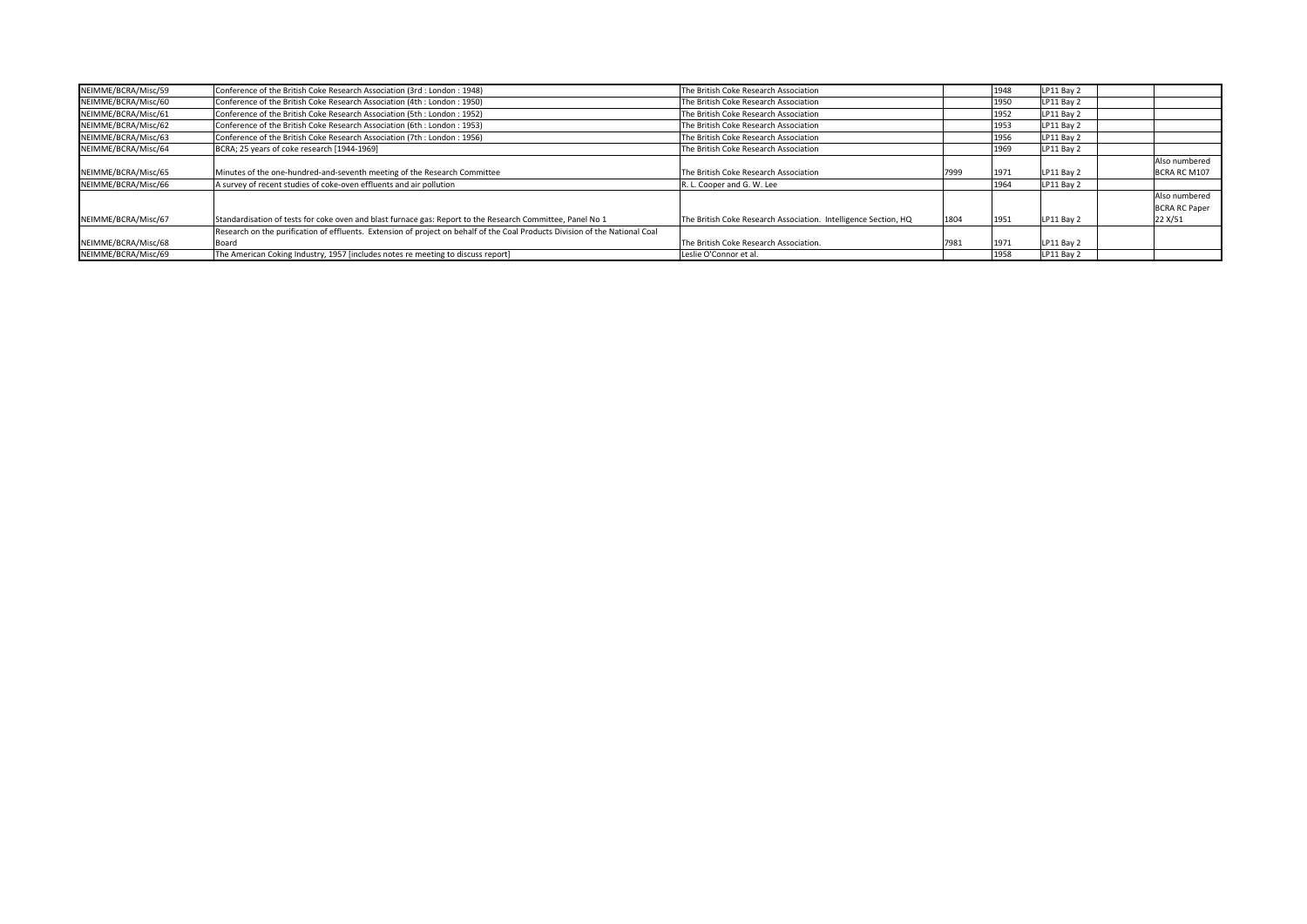| | | | | | | | |
|---|---|---|---|---|---|---|---|
| NEIMME/BCRA/Misc/59 | Conference of the British Coke Research Association (3rd : London : 1948) | The British Coke Research Association | | 1948 | LP11 Bay 2 | | |
| NEIMME/BCRA/Misc/60 | Conference of the British Coke Research Association (4th : London : 1950) | The British Coke Research Association | | 1950 | LP11 Bay 2 | | |
| NEIMME/BCRA/Misc/61 | Conference of the British Coke Research Association (5th : London : 1952) | The British Coke Research Association | | 1952 | LP11 Bay 2 | | |
| NEIMME/BCRA/Misc/62 | Conference of the British Coke Research Association (6th : London : 1953) | The British Coke Research Association | | 1953 | LP11 Bay 2 | | |
| NEIMME/BCRA/Misc/63 | Conference of the British Coke Research Association (7th : London : 1956) | The British Coke Research Association | | 1956 | LP11 Bay 2 | | |
| NEIMME/BCRA/Misc/64 | BCRA; 25 years of coke research [1944-1969] | The British Coke Research Association | | 1969 | LP11 Bay 2 | | |
| NEIMME/BCRA/Misc/65 | Minutes of the one-hundred-and-seventh meeting of the Research Committee | The British Coke Research Association | 7999 | 1971 | LP11 Bay 2 | | Also numbered BCRA RC M107 |
| NEIMME/BCRA/Misc/66 | A survey of recent studies of coke-oven effluents and air pollution | R. L. Cooper and G. W. Lee | | 1964 | LP11 Bay 2 | | |
| NEIMME/BCRA/Misc/67 | Standardisation of tests for coke oven and blast furnace gas: Report to the Research Committee, Panel No 1 | The British Coke Research Association. Intelligence Section, HQ | 1804 | 1951 | LP11 Bay 2 | | Also numbered BCRA RC Paper 22 X/51 |
| NEIMME/BCRA/Misc/68 | Research on the purification of effluents. Extension of project on behalf of the Coal Products Division of the National Coal Board | The British Coke Research Association. | 7981 | 1971 | LP11 Bay 2 | | |
| NEIMME/BCRA/Misc/69 | The American Coking Industry, 1957 [includes notes re meeting to discuss report] | Leslie O'Connor et al. | | 1958 | LP11 Bay 2 | | |